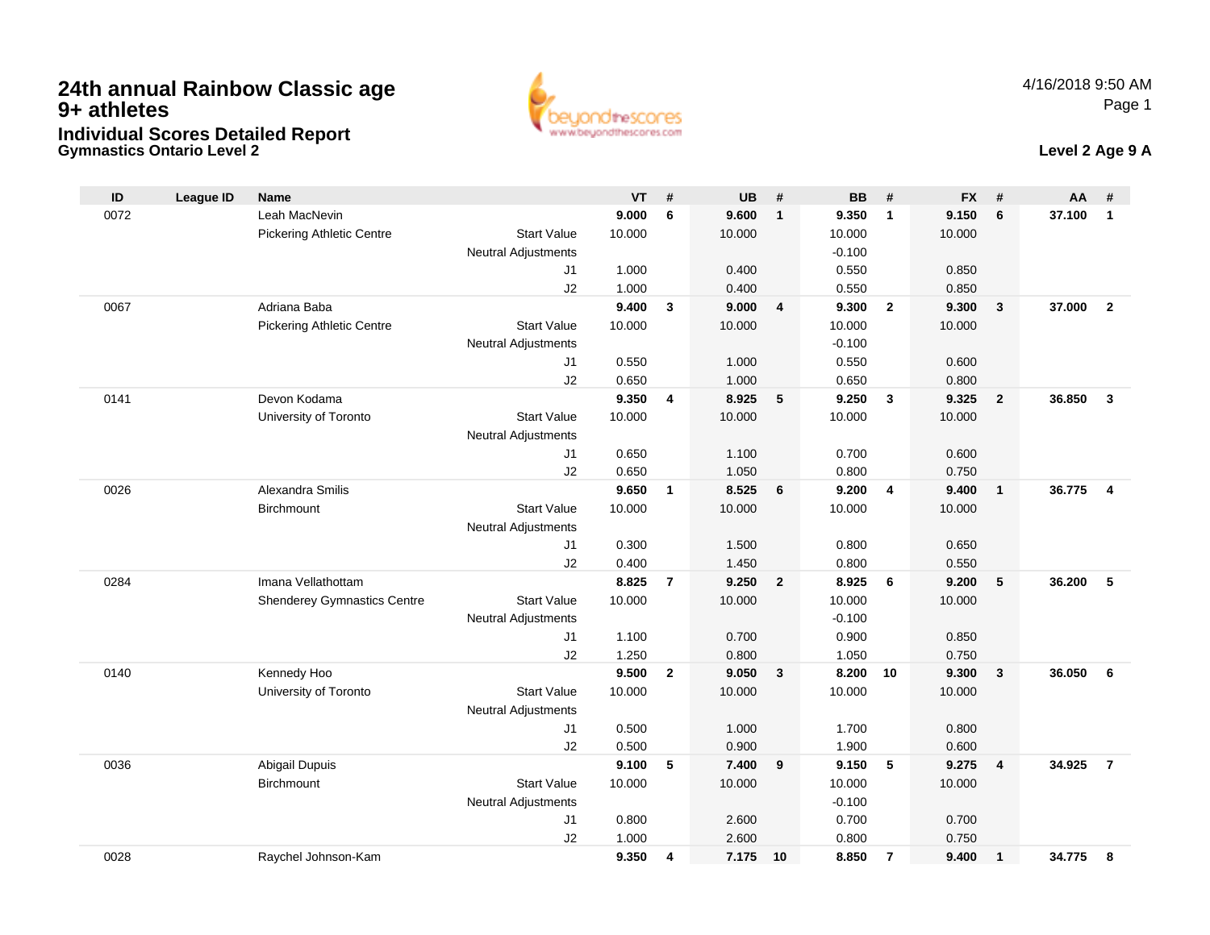# 24th annual Rainbow Classic age 9+ athletes

## Individual Scores Detailed Report

### Gymnastics Ontario Level 2

4/16/2018 9:50 AM

**Level 2 Age 9 A**

| ID | League ID | Name | | VT | # | UB | # | BB | # | FX | # | AA | # |
|---|---|---|---|---|---|---|---|---|---|---|---|---|---|
| 0072 | | Leah MacNevin | | **9.000** | **6** | **9.600** | **1** | **9.350** | **1** | **9.150** | **6** | **37.100** | **1** |
| | | Pickering Athletic Centre | Start Value | 10.000 | | 10.000 | | 10.000 | | 10.000 | | | |
| | | | Neutral Adjustments | | | | | -0.100 | | | | | |
| | | | J1 | 1.000 | | 0.400 | | 0.550 | | 0.850 | | | |
| | | | J2 | 1.000 | | 0.400 | | 0.550 | | 0.850 | | | |
| 0067 | | Adriana Baba | | **9.400** | **3** | **9.000** | **4** | **9.300** | **2** | **9.300** | **3** | **37.000** | **2** |
| | | Pickering Athletic Centre | Start Value | 10.000 | | 10.000 | | 10.000 | | 10.000 | | | |
| | | | Neutral Adjustments | | | | | -0.100 | | | | | |
| | | | J1 | 0.550 | | 1.000 | | 0.550 | | 0.600 | | | |
| | | | J2 | 0.650 | | 1.000 | | 0.650 | | 0.800 | | | |
| 0141 | | Devon Kodama | | **9.350** | **4** | **8.925** | **5** | **9.250** | **3** | **9.325** | **2** | **36.850** | **3** |
| | | University of Toronto | Start Value | 10.000 | | 10.000 | | 10.000 | | 10.000 | | | |
| | | | Neutral Adjustments | | | | | | | | | | |
| | | | J1 | 0.650 | | 1.100 | | 0.700 | | 0.600 | | | |
| | | | J2 | 0.650 | | 1.050 | | 0.800 | | 0.750 | | | |
| 0026 | | Alexandra Smilis | | **9.650** | **1** | **8.525** | **6** | **9.200** | **4** | **9.400** | **1** | **36.775** | **4** |
| | | Birchmount | Start Value | 10.000 | | 10.000 | | 10.000 | | 10.000 | | | |
| | | | Neutral Adjustments | | | | | | | | | | |
| | | | J1 | 0.300 | | 1.500 | | 0.800 | | 0.650 | | | |
| | | | J2 | 0.400 | | 1.450 | | 0.800 | | 0.550 | | | |
| 0284 | | Imana Vellathottam | | **8.825** | **7** | **9.250** | **2** | **8.925** | **6** | **9.200** | **5** | **36.200** | **5** |
| | | Shenderey Gymnastics Centre | Start Value | 10.000 | | 10.000 | | 10.000 | | 10.000 | | | |
| | | | Neutral Adjustments | | | | | -0.100 | | | | | |
| | | | J1 | 1.100 | | 0.700 | | 0.900 | | 0.850 | | | |
| | | | J2 | 1.250 | | 0.800 | | 1.050 | | 0.750 | | | |
| 0140 | | Kennedy Hoo | | **9.500** | **2** | **9.050** | **3** | **8.200** | **10** | **9.300** | **3** | **36.050** | **6** |
| | | University of Toronto | Start Value | 10.000 | | 10.000 | | 10.000 | | 10.000 | | | |
| | | | Neutral Adjustments | | | | | | | | | | |
| | | | J1 | 0.500 | | 1.000 | | 1.700 | | 0.800 | | | |
| | | | J2 | 0.500 | | 0.900 | | 1.900 | | 0.600 | | | |
| 0036 | | Abigail Dupuis | | **9.100** | **5** | **7.400** | **9** | **9.150** | **5** | **9.275** | **4** | **34.925** | **7** |
| | | Birchmount | Start Value | 10.000 | | 10.000 | | 10.000 | | 10.000 | | | |
| | | | Neutral Adjustments | | | | | -0.100 | | | | | |
| | | | J1 | 0.800 | | 2.600 | | 0.700 | | 0.700 | | | |
| | | | J2 | 1.000 | | 2.600 | | 0.800 | | 0.750 | | | |
| 0028 | | Raychel Johnson-Kam | | **9.350** | **4** | **7.175** | **10** | **8.850** | **7** | **9.400** | **1** | **34.775** | **8** |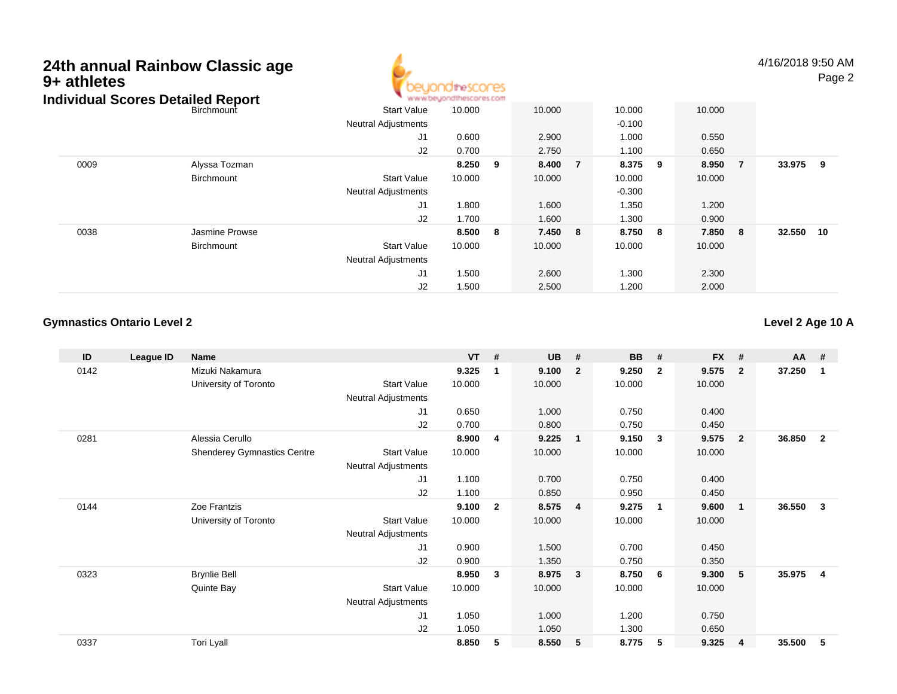# 24th annual Rainbow Classic age 9+ athletes

## Individual Scores Detailed Report

| ID | League ID | Name | | VT | # | UB | # | BB | # | FX | # | AA | # |
|---|---|---|---|---|---|---|---|---|---|---|---|---|---|
| | | Birchmount | Start Value | 10.000 | | 10.000 | | 10.000 | | 10.000 | | | |
| | | | Neutral Adjustments | | | | | -0.100 | | | | | |
| | | | J1 | 0.600 | | 2.900 | | 1.000 | | 0.550 | | | |
| | | | J2 | 0.700 | | 2.750 | | 1.100 | | 0.650 | | | |
| 0009 | | Alyssa Tozman | | **8.250** | **9** | **8.400** | **7** | **8.375** | **9** | **8.950** | **7** | **33.975** | **9** |
| | | Birchmount | Start Value | 10.000 | | 10.000 | | 10.000 | | 10.000 | | | |
| | | | Neutral Adjustments | | | | | -0.300 | | | | | |
| | | | J1 | 1.800 | | 1.600 | | 1.350 | | 1.200 | | | |
| | | | J2 | 1.700 | | 1.600 | | 1.300 | | 0.900 | | | |
| 0038 | | Jasmine Prowse | | **8.500** | **8** | **7.450** | **8** | **8.750** | **8** | **7.850** | **8** | **32.550** | **10** |
| | | Birchmount | Start Value | 10.000 | | 10.000 | | 10.000 | | 10.000 | | | |
| | | | Neutral Adjustments | | | | | | | | | | |
| | | | J1 | 1.500 | | 2.600 | | 1.300 | | 2.300 | | | |
| | | | J2 | 1.500 | | 2.500 | | 1.200 | | 2.000 | | | |

### Gymnastics Ontario Level 2

### Level 2 Age 10 A

| ID | League ID | Name | | VT | # | UB | # | BB | # | FX | # | AA | # |
|---|---|---|---|---|---|---|---|---|---|---|---|---|---|
| 0142 | | Mizuki Nakamura | | **9.325** | **1** | **9.100** | **2** | **9.250** | **2** | **9.575** | **2** | **37.250** | **1** |
| | | University of Toronto | Start Value | 10.000 | | 10.000 | | 10.000 | | 10.000 | | | |
| | | | Neutral Adjustments | | | | | | | | | | |
| | | | J1 | 0.650 | | 1.000 | | 0.750 | | 0.400 | | | |
| | | | J2 | 0.700 | | 0.800 | | 0.750 | | 0.450 | | | |
| 0281 | | Alessia Cerullo | | **8.900** | **4** | **9.225** | **1** | **9.150** | **3** | **9.575** | **2** | **36.850** | **2** |
| | | Shenderey Gymnastics Centre | Start Value | 10.000 | | 10.000 | | 10.000 | | 10.000 | | | |
| | | | Neutral Adjustments | | | | | | | | | | |
| | | | J1 | 1.100 | | 0.700 | | 0.750 | | 0.400 | | | |
| | | | J2 | 1.100 | | 0.850 | | 0.950 | | 0.450 | | | |
| 0144 | | Zoe Frantzis | | **9.100** | **2** | **8.575** | **4** | **9.275** | **1** | **9.600** | **1** | **36.550** | **3** |
| | | University of Toronto | Start Value | 10.000 | | 10.000 | | 10.000 | | 10.000 | | | |
| | | | Neutral Adjustments | | | | | | | | | | |
| | | | J1 | 0.900 | | 1.500 | | 0.700 | | 0.450 | | | |
| | | | J2 | 0.900 | | 1.350 | | 0.750 | | 0.350 | | | |
| 0323 | | Brynlie Bell | | **8.950** | **3** | **8.975** | **3** | **8.750** | **6** | **9.300** | **5** | **35.975** | **4** |
| | | Quinte Bay | Start Value | 10.000 | | 10.000 | | 10.000 | | 10.000 | | | |
| | | | Neutral Adjustments | | | | | | | | | | |
| | | | J1 | 1.050 | | 1.000 | | 1.200 | | 0.750 | | | |
| | | | J2 | 1.050 | | 1.050 | | 1.300 | | 0.650 | | | |
| 0337 | | Tori Lyall | | **8.850** | **5** | **8.550** | **5** | **8.775** | **5** | **9.325** | **4** | **35.500** | **5** |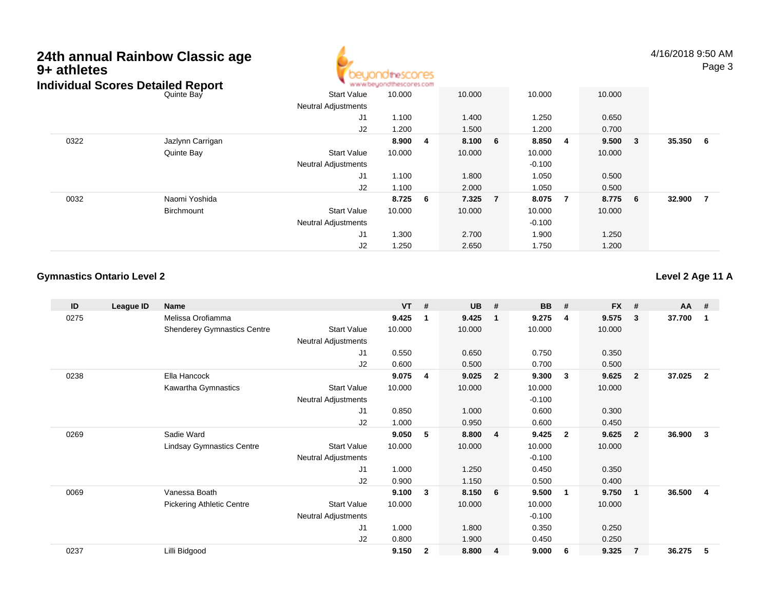# 24th annual Rainbow Classic age 9+ athletes

## Individual Scores Detailed Report

4/16/2018 9:50 AM

| ID | League ID | Name | | VT | # | UB | # | BB | # | FX | # | AA | # |
|---|---|---|---|---|---|---|---|---|---|---|---|---|---|
| | | Quinte Bay | Start Value | 10.000 | | 10.000 | | 10.000 | | 10.000 | | | |
| | | | Neutral Adjustments | | | | | | | | | | |
| | | | J1 | 1.100 | | 1.400 | | 1.250 | | 0.650 | | | |
| | | | J2 | 1.200 | | 1.500 | | 1.200 | | 0.700 | | | |
| 0322 | | Jazlynn Carrigan | | **8.900** | **4** | **8.100** | **6** | **8.850** | **4** | **9.500** | **3** | **35.350** | **6** |
| | | Quinte Bay | Start Value | 10.000 | | 10.000 | | 10.000 | | 10.000 | | | |
| | | | Neutral Adjustments | | | | | -0.100 | | | | | |
| | | | J1 | 1.100 | | 1.800 | | 1.050 | | 0.500 | | | |
| | | | J2 | 1.100 | | 2.000 | | 1.050 | | 0.500 | | | |
| 0032 | | Naomi Yoshida | | **8.725** | **6** | **7.325** | **7** | **8.075** | **7** | **8.775** | **6** | **32.900** | **7** |
| | | Birchmount | Start Value | 10.000 | | 10.000 | | 10.000 | | 10.000 | | | |
| | | | Neutral Adjustments | | | | | -0.100 | | | | | |
| | | | J1 | 1.300 | | 2.700 | | 1.900 | | 1.250 | | | |
| | | | J2 | 1.250 | | 2.650 | | 1.750 | | 1.200 | | | |

### Gymnastics Ontario Level 2

**Level 2 Age 11 A**

| ID | League ID | Name | | VT | # | UB | # | BB | # | FX | # | AA | # |
|---|---|---|---|---|---|---|---|---|---|---|---|---|---|
| 0275 | | Melissa Orofiamma | | **9.425** | **1** | **9.425** | **1** | **9.275** | **4** | **9.575** | **3** | **37.700** | **1** |
| | | Shenderey Gymnastics Centre | Start Value | 10.000 | | 10.000 | | 10.000 | | 10.000 | | | |
| | | | Neutral Adjustments | | | | | | | | | | |
| | | | J1 | 0.550 | | 0.650 | | 0.750 | | 0.350 | | | |
| | | | J2 | 0.600 | | 0.500 | | 0.700 | | 0.500 | | | |
| 0238 | | Ella Hancock | | **9.075** | **4** | **9.025** | **2** | **9.300** | **3** | **9.625** | **2** | **37.025** | **2** |
| | | Kawartha Gymnastics | Start Value | 10.000 | | 10.000 | | 10.000 | | 10.000 | | | |
| | | | Neutral Adjustments | | | | | -0.100 | | | | | |
| | | | J1 | 0.850 | | 1.000 | | 0.600 | | 0.300 | | | |
| | | | J2 | 1.000 | | 0.950 | | 0.600 | | 0.450 | | | |
| 0269 | | Sadie Ward | | **9.050** | **5** | **8.800** | **4** | **9.425** | **2** | **9.625** | **2** | **36.900** | **3** |
| | | Lindsay Gymnastics Centre | Start Value | 10.000 | | 10.000 | | 10.000 | | 10.000 | | | |
| | | | Neutral Adjustments | | | | | -0.100 | | | | | |
| | | | J1 | 1.000 | | 1.250 | | 0.450 | | 0.350 | | | |
| | | | J2 | 0.900 | | 1.150 | | 0.500 | | 0.400 | | | |
| 0069 | | Vanessa Boath | | **9.100** | **3** | **8.150** | **6** | **9.500** | **1** | **9.750** | **1** | **36.500** | **4** |
| | | Pickering Athletic Centre | Start Value | 10.000 | | 10.000 | | 10.000 | | 10.000 | | | |
| | | | Neutral Adjustments | | | | | -0.100 | | | | | |
| | | | J1 | 1.000 | | 1.800 | | 0.350 | | 0.250 | | | |
| | | | J2 | 0.800 | | 1.900 | | 0.450 | | 0.250 | | | |
| 0237 | | Lilli Bidgood | | **9.150** | **2** | **8.800** | **4** | **9.000** | **6** | **9.325** | **7** | **36.275** | **5** |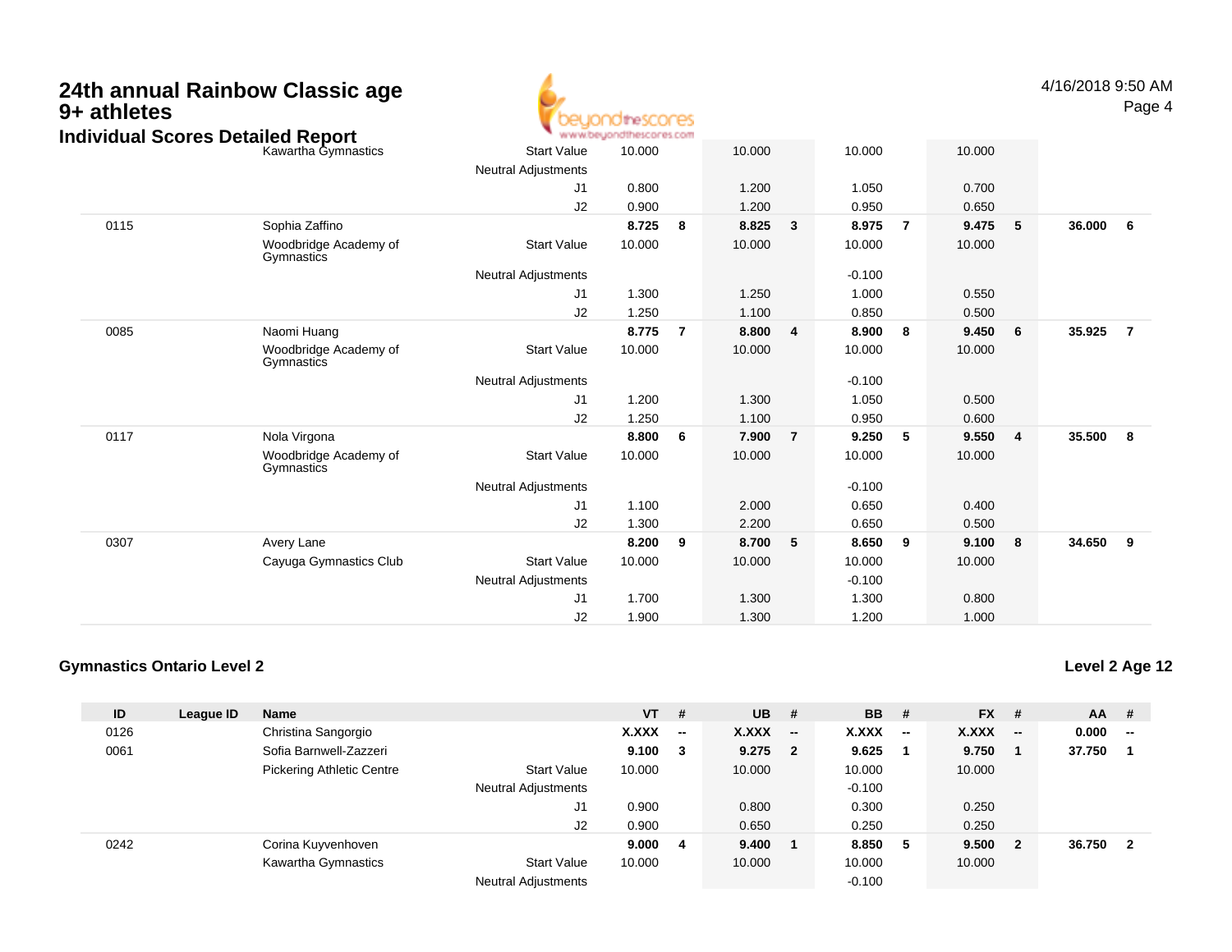# 24th annual Rainbow Classic age 9+ athletes

## Individual Scores Detailed Report

| ID | League ID | Name | | VT | # | UB | # | BB | # | FX | # | AA | # |
|---|---|---|---|---|---|---|---|---|---|---|---|---|---|
| | | Kawartha Gymnastics | Start Value | 10.000 | | 10.000 | | 10.000 | | 10.000 | | | |
| | | | Neutral Adjustments | | | | | | | | | | |
| | | | J1 | 0.800 | | 1.200 | | 1.050 | | 0.700 | | | |
| | | | J2 | 0.900 | | 1.200 | | 0.950 | | 0.650 | | | |
| 0115 | | Sophia Zaffino | | **8.725** | **8** | **8.825** | **3** | **8.975** | **7** | **9.475** | **5** | **36.000** | **6** |
| | | Woodbridge Academy of Gymnastics | Start Value | 10.000 | | 10.000 | | 10.000 | | 10.000 | | | |
| | | | Neutral Adjustments | | | | | -0.100 | | | | | |
| | | | J1 | 1.300 | | 1.250 | | 1.000 | | 0.550 | | | |
| | | | J2 | 1.250 | | 1.100 | | 0.850 | | 0.500 | | | |
| 0085 | | Naomi Huang | | **8.775** | **7** | **8.800** | **4** | **8.900** | **8** | **9.450** | **6** | **35.925** | **7** |
| | | Woodbridge Academy of Gymnastics | Start Value | 10.000 | | 10.000 | | 10.000 | | 10.000 | | | |
| | | | Neutral Adjustments | | | | | -0.100 | | | | | |
| | | | J1 | 1.200 | | 1.300 | | 1.050 | | 0.500 | | | |
| | | | J2 | 1.250 | | 1.100 | | 0.950 | | 0.600 | | | |
| 0117 | | Nola Virgona | | **8.800** | **6** | **7.900** | **7** | **9.250** | **5** | **9.550** | **4** | **35.500** | **8** |
| | | Woodbridge Academy of Gymnastics | Start Value | 10.000 | | 10.000 | | 10.000 | | 10.000 | | | |
| | | | Neutral Adjustments | | | | | -0.100 | | | | | |
| | | | J1 | 1.100 | | 2.000 | | 0.650 | | 0.400 | | | |
| | | | J2 | 1.300 | | 2.200 | | 0.650 | | 0.500 | | | |
| 0307 | | Avery Lane | | **8.200** | **9** | **8.700** | **5** | **8.650** | **9** | **9.100** | **8** | **34.650** | **9** |
| | | Cayuga Gymnastics Club | Start Value | 10.000 | | 10.000 | | 10.000 | | 10.000 | | | |
| | | | Neutral Adjustments | | | | | -0.100 | | | | | |
| | | | J1 | 1.700 | | 1.300 | | 1.300 | | 0.800 | | | |
| | | | J2 | 1.900 | | 1.300 | | 1.200 | | 1.000 | | | |

### Gymnastics Ontario Level 2

**Level 2 Age 12**

| ID | League ID | Name | | VT | # | UB | # | BB | # | FX | # | AA | # |
|---|---|---|---|---|---|---|---|---|---|---|---|---|---|
| 0126 | | Christina Sangorgio | | **X.XXX** | **--** | **X.XXX** | **--** | **X.XXX** | **--** | **X.XXX** | **--** | **0.000** | **--** |
| 0061 | | Sofia Barnwell-Zazzeri | | **9.100** | **3** | **9.275** | **2** | **9.625** | **1** | **9.750** | **1** | **37.750** | **1** |
| | | Pickering Athletic Centre | Start Value | 10.000 | | 10.000 | | 10.000 | | 10.000 | | | |
| | | | Neutral Adjustments | | | | | -0.100 | | | | | |
| | | | J1 | 0.900 | | 0.800 | | 0.300 | | 0.250 | | | |
| | | | J2 | 0.900 | | 0.650 | | 0.250 | | 0.250 | | | |
| 0242 | | Corina Kuyvenhoven | | **9.000** | **4** | **9.400** | **1** | **8.850** | **5** | **9.500** | **2** | **36.750** | **2** |
| | | Kawartha Gymnastics | Start Value | 10.000 | | 10.000 | | 10.000 | | 10.000 | | | |
| | | | Neutral Adjustments | | | | | -0.100 | | | | | |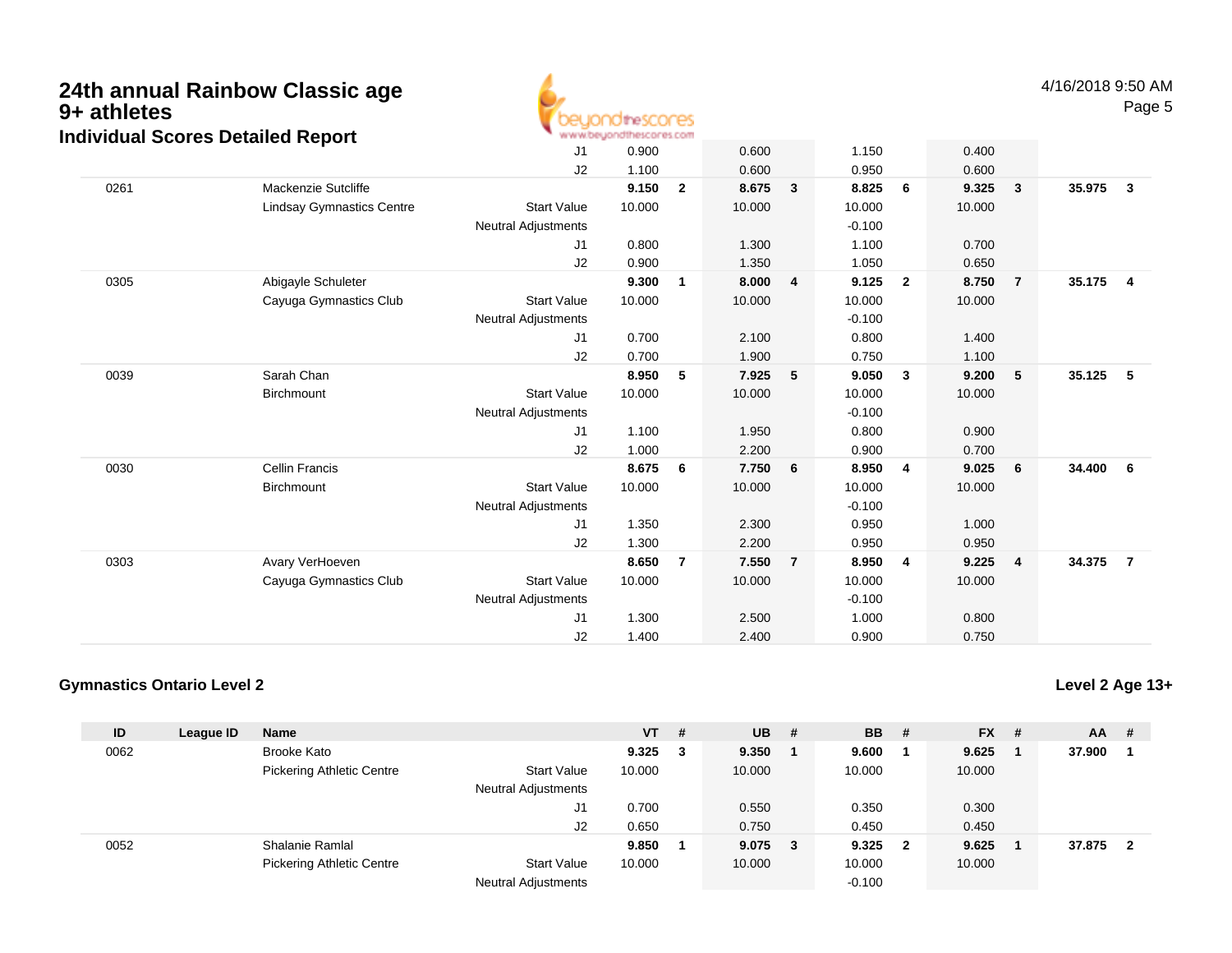# 24th annual Rainbow Classic age 9+ athletes

## Individual Scores Detailed Report

4/16/2018 9:50 AM

| ID | League ID | Name | | VT | # | UB | # | BB | # | FX | # | AA | # |
|---|---|---|---|---|---|---|---|---|---|---|---|---|---|
| | | | J1 | 0.900 | | 0.600 | | 1.150 | | 0.400 | | | |
| | | | J2 | 1.100 | | 0.600 | | 0.950 | | 0.600 | | | |
| 0261 | | Mackenzie Sutcliffe | | **9.150** | **2** | **8.675** | **3** | **8.825** | **6** | **9.325** | **3** | **35.975** | **3** |
| | | Lindsay Gymnastics Centre | Start Value | 10.000 | | 10.000 | | 10.000 | | 10.000 | | | |
| | | | Neutral Adjustments | | | | | -0.100 | | | | | |
| | | | J1 | 0.800 | | 1.300 | | 1.100 | | 0.700 | | | |
| | | | J2 | 0.900 | | 1.350 | | 1.050 | | 0.650 | | | |
| 0305 | | Abigayle Schuleter | | **9.300** | **1** | **8.000** | **4** | **9.125** | **2** | **8.750** | **7** | **35.175** | **4** |
| | | Cayuga Gymnastics Club | Start Value | 10.000 | | 10.000 | | 10.000 | | 10.000 | | | |
| | | | Neutral Adjustments | | | | | -0.100 | | | | | |
| | | | J1 | 0.700 | | 2.100 | | 0.800 | | 1.400 | | | |
| | | | J2 | 0.700 | | 1.900 | | 0.750 | | 1.100 | | | |
| 0039 | | Sarah Chan | | **8.950** | **5** | **7.925** | **5** | **9.050** | **3** | **9.200** | **5** | **35.125** | **5** |
| | | Birchmount | Start Value | 10.000 | | 10.000 | | 10.000 | | 10.000 | | | |
| | | | Neutral Adjustments | | | | | -0.100 | | | | | |
| | | | J1 | 1.100 | | 1.950 | | 0.800 | | 0.900 | | | |
| | | | J2 | 1.000 | | 2.200 | | 0.900 | | 0.700 | | | |
| 0030 | | Cellin Francis | | **8.675** | **6** | **7.750** | **6** | **8.950** | **4** | **9.025** | **6** | **34.400** | **6** |
| | | Birchmount | Start Value | 10.000 | | 10.000 | | 10.000 | | 10.000 | | | |
| | | | Neutral Adjustments | | | | | -0.100 | | | | | |
| | | | J1 | 1.350 | | 2.300 | | 0.950 | | 1.000 | | | |
| | | | J2 | 1.300 | | 2.200 | | 0.950 | | 0.950 | | | |
| 0303 | | Avary VerHoeven | | **8.650** | **7** | **7.550** | **7** | **8.950** | **4** | **9.225** | **4** | **34.375** | **7** |
| | | Cayuga Gymnastics Club | Start Value | 10.000 | | 10.000 | | 10.000 | | 10.000 | | | |
| | | | Neutral Adjustments | | | | | -0.100 | | | | | |
| | | | J1 | 1.300 | | 2.500 | | 1.000 | | 0.800 | | | |
| | | | J2 | 1.400 | | 2.400 | | 0.900 | | 0.750 | | | |

### Gymnastics Ontario Level 2

**Level 2 Age 13+**

| ID | League ID | Name | | VT | # | UB | # | BB | # | FX | # | AA | # |
|---|---|---|---|---|---|---|---|---|---|---|---|---|---|
| 0062 | | Brooke Kato | | **9.325** | **3** | **9.350** | **1** | **9.600** | **1** | **9.625** | **1** | **37.900** | **1** |
| | | Pickering Athletic Centre | Start Value | 10.000 | | 10.000 | | 10.000 | | 10.000 | | | |
| | | | Neutral Adjustments | | | | | | | | | | |
| | | | J1 | 0.700 | | 0.550 | | 0.350 | | 0.300 | | | |
| | | | J2 | 0.650 | | 0.750 | | 0.450 | | 0.450 | | | |
| 0052 | | Shalanie Ramlal | | **9.850** | **1** | **9.075** | **3** | **9.325** | **2** | **9.625** | **1** | **37.875** | **2** |
| | | Pickering Athletic Centre | Start Value | 10.000 | | 10.000 | | 10.000 | | 10.000 | | | |
| | | | Neutral Adjustments | | | | | -0.100 | | | | | |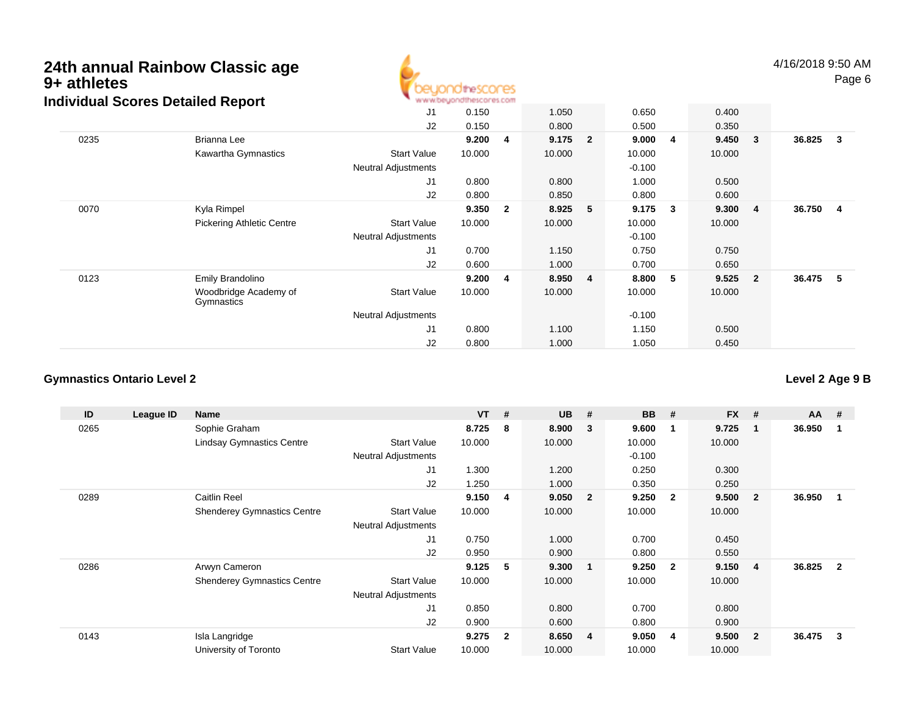# 24th annual Rainbow Classic age 9+ athletes

## Individual Scores Detailed Report

4/16/2018 9:50 AM

| ID | League ID | Name | | VT | # | UB | # | BB | # | FX | # | AA | # |
|---|---|---|---|---|---|---|---|---|---|---|---|---|---|
| | | | J1 | 0.150 | | 1.050 | | 0.650 | | 0.400 | | | |
| | | | J2 | 0.150 | | 0.800 | | 0.500 | | 0.350 | | | |
| 0235 | | Brianna Lee | | **9.200** | **4** | **9.175** | **2** | **9.000** | **4** | **9.450** | **3** | **36.825** | **3** |
| | | Kawartha Gymnastics | Start Value | 10.000 | | 10.000 | | 10.000 | | 10.000 | | | |
| | | | Neutral Adjustments | | | | | -0.100 | | | | | |
| | | | J1 | 0.800 | | 0.800 | | 1.000 | | 0.500 | | | |
| | | | J2 | 0.800 | | 0.850 | | 0.800 | | 0.600 | | | |
| 0070 | | Kyla Rimpel | | **9.350** | **2** | **8.925** | **5** | **9.175** | **3** | **9.300** | **4** | **36.750** | **4** |
| | | Pickering Athletic Centre | Start Value | 10.000 | | 10.000 | | 10.000 | | 10.000 | | | |
| | | | Neutral Adjustments | | | | | -0.100 | | | | | |
| | | | J1 | 0.700 | | 1.150 | | 0.750 | | 0.750 | | | |
| | | | J2 | 0.600 | | 1.000 | | 0.700 | | 0.650 | | | |
| 0123 | | Emily Brandolino | | **9.200** | **4** | **8.950** | **4** | **8.800** | **5** | **9.525** | **2** | **36.475** | **5** |
| | | Woodbridge Academy of Gymnastics | Start Value | 10.000 | | 10.000 | | 10.000 | | 10.000 | | | |
| | | | Neutral Adjustments | | | | | -0.100 | | | | | |
| | | | J1 | 0.800 | | 1.100 | | 1.150 | | 0.500 | | | |
| | | | J2 | 0.800 | | 1.000 | | 1.050 | | 0.450 | | | |

### Gymnastics Ontario Level 2

**Level 2 Age 9 B**

| ID | League ID | Name | | VT | # | UB | # | BB | # | FX | # | AA | # |
|---|---|---|---|---|---|---|---|---|---|---|---|---|---|
| 0265 | | Sophie Graham | | **8.725** | **8** | **8.900** | **3** | **9.600** | **1** | **9.725** | **1** | **36.950** | **1** |
| | | Lindsay Gymnastics Centre | Start Value | 10.000 | | 10.000 | | 10.000 | | 10.000 | | | |
| | | | Neutral Adjustments | | | | | -0.100 | | | | | |
| | | | J1 | 1.300 | | 1.200 | | 0.250 | | 0.300 | | | |
| | | | J2 | 1.250 | | 1.000 | | 0.350 | | 0.250 | | | |
| 0289 | | Caitlin Reel | | **9.150** | **4** | **9.050** | **2** | **9.250** | **2** | **9.500** | **2** | **36.950** | **1** |
| | | Shenderey Gymnastics Centre | Start Value | 10.000 | | 10.000 | | 10.000 | | 10.000 | | | |
| | | | Neutral Adjustments | | | | | | | | | | |
| | | | J1 | 0.750 | | 1.000 | | 0.700 | | 0.450 | | | |
| | | | J2 | 0.950 | | 0.900 | | 0.800 | | 0.550 | | | |
| 0286 | | Arwyn Cameron | | **9.125** | **5** | **9.300** | **1** | **9.250** | **2** | **9.150** | **4** | **36.825** | **2** |
| | | Shenderey Gymnastics Centre | Start Value | 10.000 | | 10.000 | | 10.000 | | 10.000 | | | |
| | | | Neutral Adjustments | | | | | | | | | | |
| | | | J1 | 0.850 | | 0.800 | | 0.700 | | 0.800 | | | |
| | | | J2 | 0.900 | | 0.600 | | 0.800 | | 0.900 | | | |
| 0143 | | Isla Langridge | | **9.275** | **2** | **8.650** | **4** | **9.050** | **4** | **9.500** | **2** | **36.475** | **3** |
| | | University of Toronto | Start Value | 10.000 | | 10.000 | | 10.000 | | 10.000 | | | |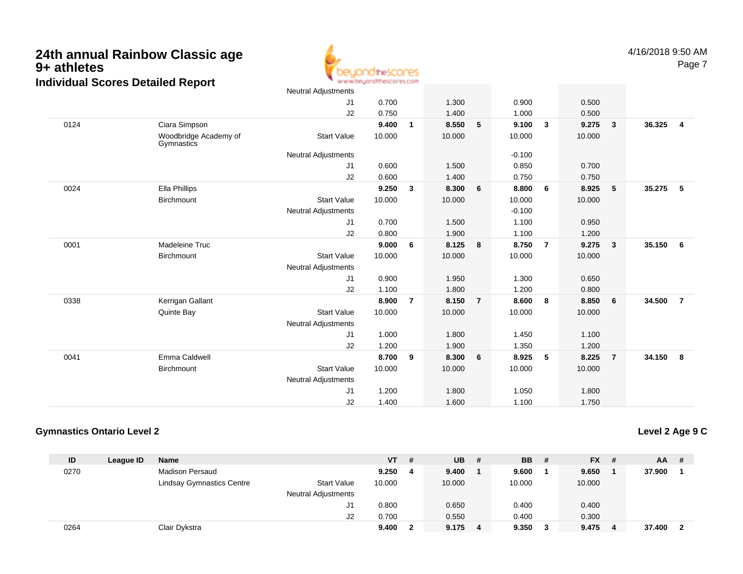# 24th annual Rainbow Classic age 9+ athletes

### Individual Scores Detailed Report

4/16/2018 9:50 AM

| ID | League ID | Name | | VT | # | UB | # | BB | # | FX | # | AA | # |
|---|---|---|---|---|---|---|---|---|---|---|---|---|---|
| | | | Neutral Adjustments | | | | | | | | | | |
| | | | J1 | 0.700 | | 1.300 | | 0.900 | | 0.500 | | | |
| | | | J2 | 0.750 | | 1.400 | | 1.000 | | 0.500 | | | |
| 0124 | | Ciara Simpson | | **9.400** | **1** | **8.550** | **5** | **9.100** | **3** | **9.275** | **3** | **36.325** | **4** |
| | | Woodbridge Academy of Gymnastics | Start Value | 10.000 | | 10.000 | | 10.000 | | 10.000 | | | |
| | | | Neutral Adjustments | | | | | -0.100 | | | | | |
| | | | J1 | 0.600 | | 1.500 | | 0.850 | | 0.700 | | | |
| | | | J2 | 0.600 | | 1.400 | | 0.750 | | 0.750 | | | |
| 0024 | | Ella Phillips | | **9.250** | **3** | **8.300** | **6** | **8.800** | **6** | **8.925** | **5** | **35.275** | **5** |
| | | Birchmount | Start Value | 10.000 | | 10.000 | | 10.000 | | 10.000 | | | |
| | | | Neutral Adjustments | | | | | -0.100 | | | | | |
| | | | J1 | 0.700 | | 1.500 | | 1.100 | | 0.950 | | | |
| | | | J2 | 0.800 | | 1.900 | | 1.100 | | 1.200 | | | |
| 0001 | | Madeleine Truc | | **9.000** | **6** | **8.125** | **8** | **8.750** | **7** | **9.275** | **3** | **35.150** | **6** |
| | | Birchmount | Start Value | 10.000 | | 10.000 | | 10.000 | | 10.000 | | | |
| | | | Neutral Adjustments | | | | | | | | | | |
| | | | J1 | 0.900 | | 1.950 | | 1.300 | | 0.650 | | | |
| | | | J2 | 1.100 | | 1.800 | | 1.200 | | 0.800 | | | |
| 0338 | | Kerrigan Gallant | | **8.900** | **7** | **8.150** | **7** | **8.600** | **8** | **8.850** | **6** | **34.500** | **7** |
| | | Quinte Bay | Start Value | 10.000 | | 10.000 | | 10.000 | | 10.000 | | | |
| | | | Neutral Adjustments | | | | | | | | | | |
| | | | J1 | 1.000 | | 1.800 | | 1.450 | | 1.100 | | | |
| | | | J2 | 1.200 | | 1.900 | | 1.350 | | 1.200 | | | |
| 0041 | | Emma Caldwell | | **8.700** | **9** | **8.300** | **6** | **8.925** | **5** | **8.225** | **7** | **34.150** | **8** |
| | | Birchmount | Start Value | 10.000 | | 10.000 | | 10.000 | | 10.000 | | | |
| | | | Neutral Adjustments | | | | | | | | | | |
| | | | J1 | 1.200 | | 1.800 | | 1.050 | | 1.800 | | | |
| | | | J2 | 1.400 | | 1.600 | | 1.100 | | 1.750 | | | |

### Gymnastics Ontario Level 2

**Level 2 Age 9 C**

| ID | League ID | Name | | VT | # | UB | # | BB | # | FX | # | AA | # |
|---|---|---|---|---|---|---|---|---|---|---|---|---|---|
| 0270 | | Madison Persaud | | **9.250** | **4** | **9.400** | **1** | **9.600** | **1** | **9.650** | **1** | **37.900** | **1** |
| | | Lindsay Gymnastics Centre | Start Value | 10.000 | | 10.000 | | 10.000 | | 10.000 | | | |
| | | | Neutral Adjustments | | | | | | | | | | |
| | | | J1 | 0.800 | | 0.650 | | 0.400 | | 0.400 | | | |
| | | | J2 | 0.700 | | 0.550 | | 0.400 | | 0.300 | | | |
| 0264 | | Clair Dykstra | | **9.400** | **2** | **9.175** | **4** | **9.350** | **3** | **9.475** | **4** | **37.400** | **2** |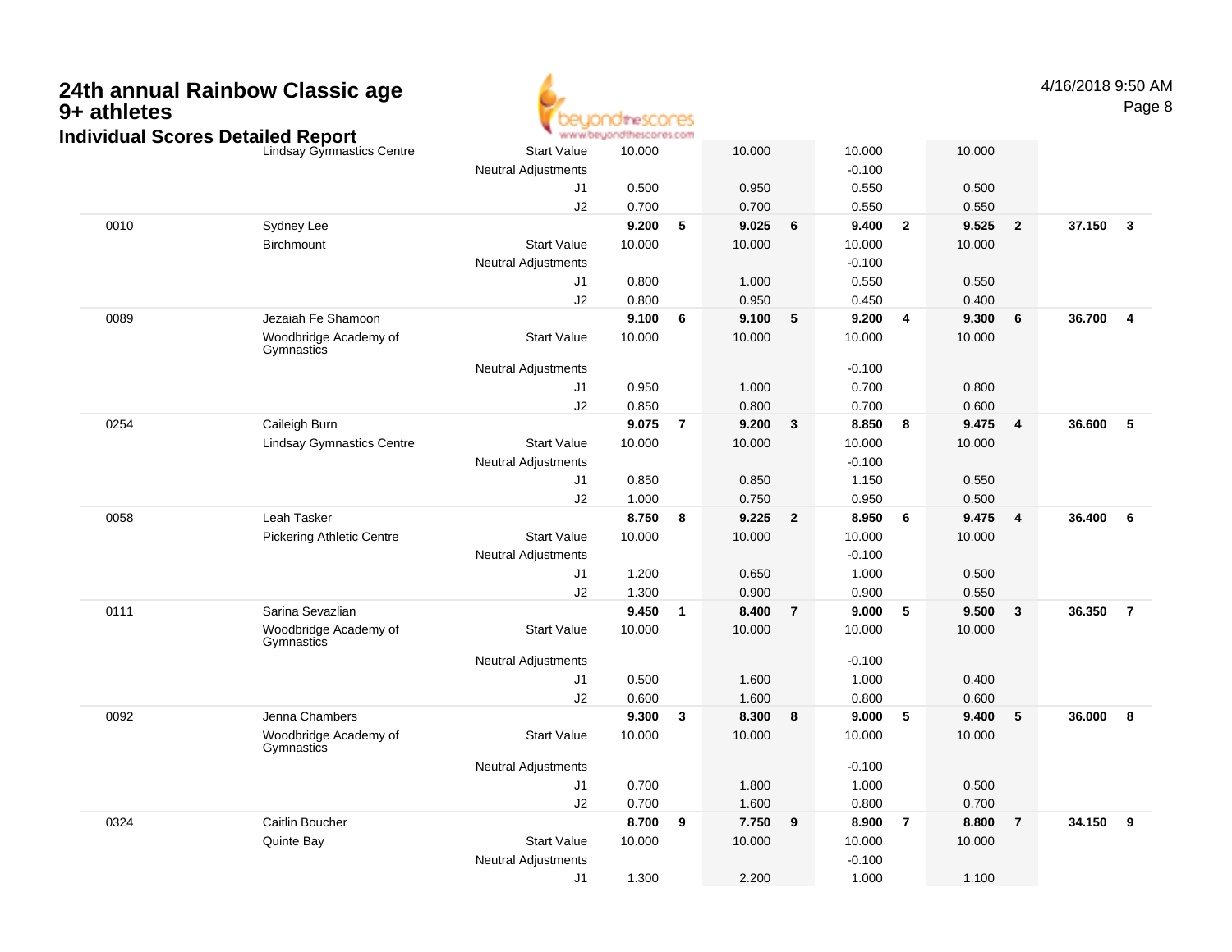# 24th annual Rainbow Classic age 9+ athletes

## Individual Scores Detailed Report

| | | | | | | | | | | | | |
|---|---|---|---|---|---|---|---|---|---|---|---|---|
| | Lindsay Gymnastics Centre | Start Value | 10.000 | | 10.000 | | 10.000 | | 10.000 | | | |
| | | Neutral Adjustments | | | | | -0.100 | | | | | |
| | | J1 | 0.500 | | 0.950 | | 0.550 | | 0.500 | | | |
| | | J2 | 0.700 | | 0.700 | | 0.550 | | 0.550 | | | |
| 0010 | Sydney Lee | | **9.200** | **5** | **9.025** | **6** | **9.400** | **2** | **9.525** | **2** | **37.150** | **3** |
| | Birchmount | Start Value | 10.000 | | 10.000 | | 10.000 | | 10.000 | | | |
| | | Neutral Adjustments | | | | | -0.100 | | | | | |
| | | J1 | 0.800 | | 1.000 | | 0.550 | | 0.550 | | | |
| | | J2 | 0.800 | | 0.950 | | 0.450 | | 0.400 | | | |
| 0089 | Jezaiah Fe Shamoon | | **9.100** | **6** | **9.100** | **5** | **9.200** | **4** | **9.300** | **6** | **36.700** | **4** |
| | Woodbridge Academy of Gymnastics | Start Value | 10.000 | | 10.000 | | 10.000 | | 10.000 | | | |
| | | Neutral Adjustments | | | | | -0.100 | | | | | |
| | | J1 | 0.950 | | 1.000 | | 0.700 | | 0.800 | | | |
| | | J2 | 0.850 | | 0.800 | | 0.700 | | 0.600 | | | |
| 0254 | Caileigh Burn | | **9.075** | **7** | **9.200** | **3** | **8.850** | **8** | **9.475** | **4** | **36.600** | **5** |
| | Lindsay Gymnastics Centre | Start Value | 10.000 | | 10.000 | | 10.000 | | 10.000 | | | |
| | | Neutral Adjustments | | | | | -0.100 | | | | | |
| | | J1 | 0.850 | | 0.850 | | 1.150 | | 0.550 | | | |
| | | J2 | 1.000 | | 0.750 | | 0.950 | | 0.500 | | | |
| 0058 | Leah Tasker | | **8.750** | **8** | **9.225** | **2** | **8.950** | **6** | **9.475** | **4** | **36.400** | **6** |
| | Pickering Athletic Centre | Start Value | 10.000 | | 10.000 | | 10.000 | | 10.000 | | | |
| | | Neutral Adjustments | | | | | -0.100 | | | | | |
| | | J1 | 1.200 | | 0.650 | | 1.000 | | 0.500 | | | |
| | | J2 | 1.300 | | 0.900 | | 0.900 | | 0.550 | | | |
| 0111 | Sarina Sevazlian | | **9.450** | **1** | **8.400** | **7** | **9.000** | **5** | **9.500** | **3** | **36.350** | **7** |
| | Woodbridge Academy of Gymnastics | Start Value | 10.000 | | 10.000 | | 10.000 | | 10.000 | | | |
| | | Neutral Adjustments | | | | | -0.100 | | | | | |
| | | J1 | 0.500 | | 1.600 | | 1.000 | | 0.400 | | | |
| | | J2 | 0.600 | | 1.600 | | 0.800 | | 0.600 | | | |
| 0092 | Jenna Chambers | | **9.300** | **3** | **8.300** | **8** | **9.000** | **5** | **9.400** | **5** | **36.000** | **8** |
| | Woodbridge Academy of Gymnastics | Start Value | 10.000 | | 10.000 | | 10.000 | | 10.000 | | | |
| | | Neutral Adjustments | | | | | -0.100 | | | | | |
| | | J1 | 0.700 | | 1.800 | | 1.000 | | 0.500 | | | |
| | | J2 | 0.700 | | 1.600 | | 0.800 | | 0.700 | | | |
| 0324 | Caitlin Boucher | | **8.700** | **9** | **7.750** | **9** | **8.900** | **7** | **8.800** | **7** | **34.150** | **9** |
| | Quinte Bay | Start Value | 10.000 | | 10.000 | | 10.000 | | 10.000 | | | |
| | | Neutral Adjustments | | | | | -0.100 | | | | | |
| | | J1 | 1.300 | | 2.200 | | 1.000 | | 1.100 | | | |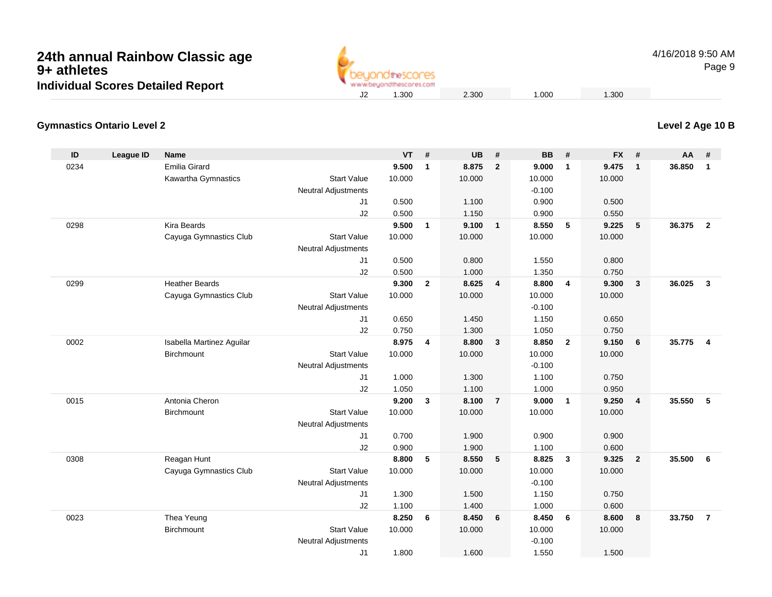# 24th annual Rainbow Classic age 9+ athletes

## Individual Scores Detailed Report

| | | | | | | | | | | | | | |
|---|---|---|---|---|---|---|---|---|---|---|---|---|---|
| | | | J2 | 1.300 | | 2.300 | | 1.000 | | 1.300 | | | |

### Gymnastics Ontario Level 2

### Level 2 Age 10 B

| ID | League ID | Name | | VT | # | UB | # | BB | # | FX | # | AA | # |
|---|---|---|---|---|---|---|---|---|---|---|---|---|---|
| 0234 | | Emilia Girard | | **9.500** | **1** | **8.875** | **2** | **9.000** | **1** | **9.475** | **1** | **36.850** | **1** |
| | | Kawartha Gymnastics | Start Value | 10.000 | | 10.000 | | 10.000 | | 10.000 | | | |
| | | | Neutral Adjustments | | | | | -0.100 | | | | | |
| | | | J1 | 0.500 | | 1.100 | | 0.900 | | 0.500 | | | |
| | | | J2 | 0.500 | | 1.150 | | 0.900 | | 0.550 | | | |
| 0298 | | Kira Beards | | **9.500** | **1** | **9.100** | **1** | **8.550** | **5** | **9.225** | **5** | **36.375** | **2** |
| | | Cayuga Gymnastics Club | Start Value | 10.000 | | 10.000 | | 10.000 | | 10.000 | | | |
| | | | Neutral Adjustments | | | | | | | | | | |
| | | | J1 | 0.500 | | 0.800 | | 1.550 | | 0.800 | | | |
| | | | J2 | 0.500 | | 1.000 | | 1.350 | | 0.750 | | | |
| 0299 | | Heather Beards | | **9.300** | **2** | **8.625** | **4** | **8.800** | **4** | **9.300** | **3** | **36.025** | **3** |
| | | Cayuga Gymnastics Club | Start Value | 10.000 | | 10.000 | | 10.000 | | 10.000 | | | |
| | | | Neutral Adjustments | | | | | -0.100 | | | | | |
| | | | J1 | 0.650 | | 1.450 | | 1.150 | | 0.650 | | | |
| | | | J2 | 0.750 | | 1.300 | | 1.050 | | 0.750 | | | |
| 0002 | | Isabella Martinez Aguilar | | **8.975** | **4** | **8.800** | **3** | **8.850** | **2** | **9.150** | **6** | **35.775** | **4** |
| | | Birchmount | Start Value | 10.000 | | 10.000 | | 10.000 | | 10.000 | | | |
| | | | Neutral Adjustments | | | | | -0.100 | | | | | |
| | | | J1 | 1.000 | | 1.300 | | 1.100 | | 0.750 | | | |
| | | | J2 | 1.050 | | 1.100 | | 1.000 | | 0.950 | | | |
| 0015 | | Antonia Cheron | | **9.200** | **3** | **8.100** | **7** | **9.000** | **1** | **9.250** | **4** | **35.550** | **5** |
| | | Birchmount | Start Value | 10.000 | | 10.000 | | 10.000 | | 10.000 | | | |
| | | | Neutral Adjustments | | | | | | | | | | |
| | | | J1 | 0.700 | | 1.900 | | 0.900 | | 0.900 | | | |
| | | | J2 | 0.900 | | 1.900 | | 1.100 | | 0.600 | | | |
| 0308 | | Reagan Hunt | | **8.800** | **5** | **8.550** | **5** | **8.825** | **3** | **9.325** | **2** | **35.500** | **6** |
| | | Cayuga Gymnastics Club | Start Value | 10.000 | | 10.000 | | 10.000 | | 10.000 | | | |
| | | | Neutral Adjustments | | | | | -0.100 | | | | | |
| | | | J1 | 1.300 | | 1.500 | | 1.150 | | 0.750 | | | |
| | | | J2 | 1.100 | | 1.400 | | 1.000 | | 0.600 | | | |
| 0023 | | Thea Yeung | | **8.250** | **6** | **8.450** | **6** | **8.450** | **6** | **8.600** | **8** | **33.750** | **7** |
| | | Birchmount | Start Value | 10.000 | | 10.000 | | 10.000 | | 10.000 | | | |
| | | | Neutral Adjustments | | | | | -0.100 | | | | | |
| | | | J1 | 1.800 | | 1.600 | | 1.550 | | 1.500 | | | |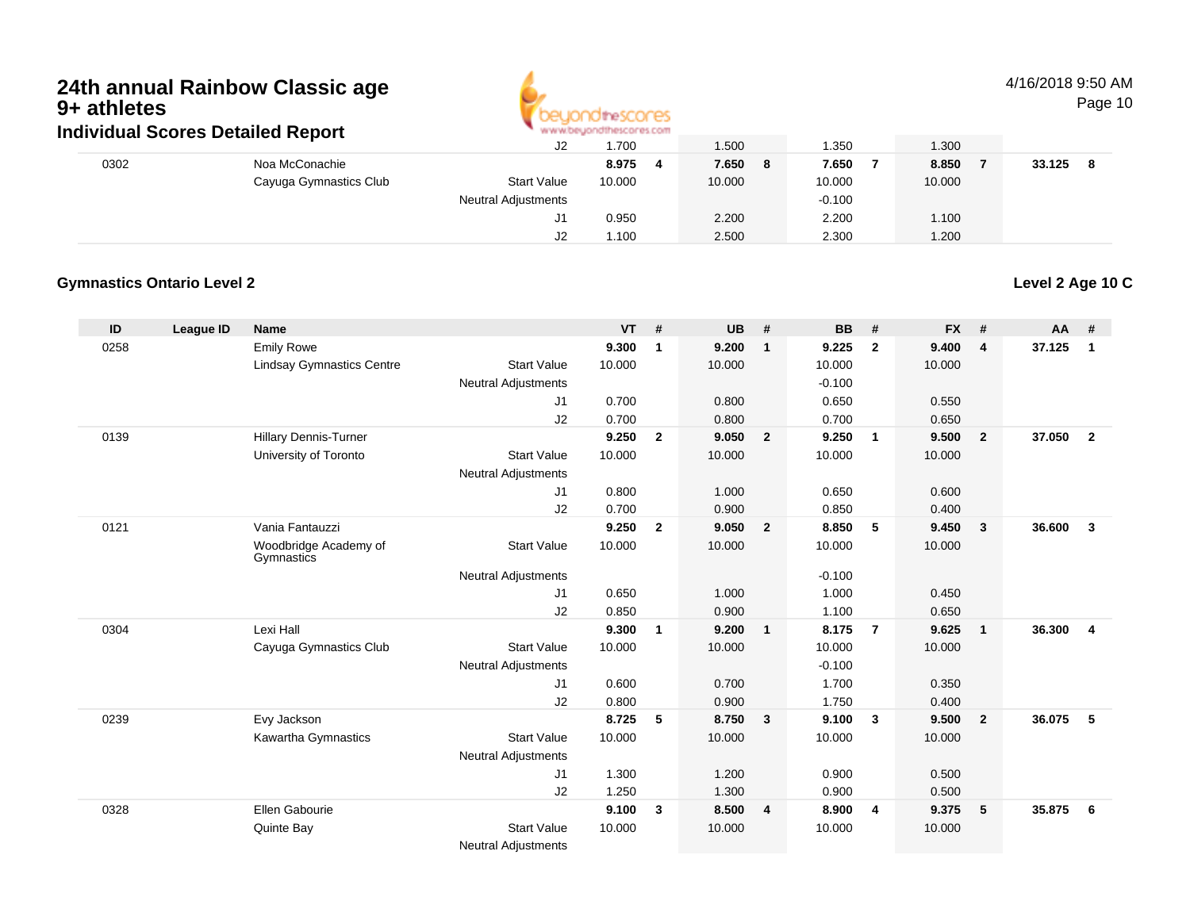# 24th annual Rainbow Classic age 9+ athletes

## Individual Scores Detailed Report

| ID | League ID | Name | | VT | # | UB | # | BB | # | FX | # | AA | # |
|---|---|---|---|---|---|---|---|---|---|---|---|---|---|
| | | | J2 | 1.700 | | 1.500 | | 1.350 | | 1.300 | | | |
| 0302 | | Noa McConachie | | **8.975** | **4** | **7.650** | **8** | **7.650** | **7** | **8.850** | **7** | **33.125** | **8** |
| | | Cayuga Gymnastics Club | Start Value | 10.000 | | 10.000 | | 10.000 | | 10.000 | | | |
| | | | Neutral Adjustments | | | | | -0.100 | | | | | |
| | | | J1 | 0.950 | | 2.200 | | 2.200 | | 1.100 | | | |
| | | | J2 | 1.100 | | 2.500 | | 2.300 | | 1.200 | | | |

### Gymnastics Ontario Level 2

**Level 2 Age 10 C**

| ID | League ID | Name | | VT | # | UB | # | BB | # | FX | # | AA | # |
|---|---|---|---|---|---|---|---|---|---|---|---|---|---|
| 0258 | | Emily Rowe | | **9.300** | **1** | **9.200** | **1** | **9.225** | **2** | **9.400** | **4** | **37.125** | **1** |
| | | Lindsay Gymnastics Centre | Start Value | 10.000 | | 10.000 | | 10.000 | | 10.000 | | | |
| | | | Neutral Adjustments | | | | | -0.100 | | | | | |
| | | | J1 | 0.700 | | 0.800 | | 0.650 | | 0.550 | | | |
| | | | J2 | 0.700 | | 0.800 | | 0.700 | | 0.650 | | | |
| 0139 | | Hillary Dennis-Turner | | **9.250** | **2** | **9.050** | **2** | **9.250** | **1** | **9.500** | **2** | **37.050** | **2** |
| | | University of Toronto | Start Value | 10.000 | | 10.000 | | 10.000 | | 10.000 | | | |
| | | | Neutral Adjustments | | | | | | | | | | |
| | | | J1 | 0.800 | | 1.000 | | 0.650 | | 0.600 | | | |
| | | | J2 | 0.700 | | 0.900 | | 0.850 | | 0.400 | | | |
| 0121 | | Vania Fantauzzi | | **9.250** | **2** | **9.050** | **2** | **8.850** | **5** | **9.450** | **3** | **36.600** | **3** |
| | | Woodbridge Academy of Gymnastics | Start Value | 10.000 | | 10.000 | | 10.000 | | 10.000 | | | |
| | | | Neutral Adjustments | | | | | -0.100 | | | | | |
| | | | J1 | 0.650 | | 1.000 | | 1.000 | | 0.450 | | | |
| | | | J2 | 0.850 | | 0.900 | | 1.100 | | 0.650 | | | |
| 0304 | | Lexi Hall | | **9.300** | **1** | **9.200** | **1** | **8.175** | **7** | **9.625** | **1** | **36.300** | **4** |
| | | Cayuga Gymnastics Club | Start Value | 10.000 | | 10.000 | | 10.000 | | 10.000 | | | |
| | | | Neutral Adjustments | | | | | -0.100 | | | | | |
| | | | J1 | 0.600 | | 0.700 | | 1.700 | | 0.350 | | | |
| | | | J2 | 0.800 | | 0.900 | | 1.750 | | 0.400 | | | |
| 0239 | | Evy Jackson | | **8.725** | **5** | **8.750** | **3** | **9.100** | **3** | **9.500** | **2** | **36.075** | **5** |
| | | Kawartha Gymnastics | Start Value | 10.000 | | 10.000 | | 10.000 | | 10.000 | | | |
| | | | Neutral Adjustments | | | | | | | | | | |
| | | | J1 | 1.300 | | 1.200 | | 0.900 | | 0.500 | | | |
| | | | J2 | 1.250 | | 1.300 | | 0.900 | | 0.500 | | | |
| 0328 | | Ellen Gabourie | | **9.100** | **3** | **8.500** | **4** | **8.900** | **4** | **9.375** | **5** | **35.875** | **6** |
| | | Quinte Bay | Start Value | 10.000 | | 10.000 | | 10.000 | | 10.000 | | | |
| | | | Neutral Adjustments | | | | | | | | | | |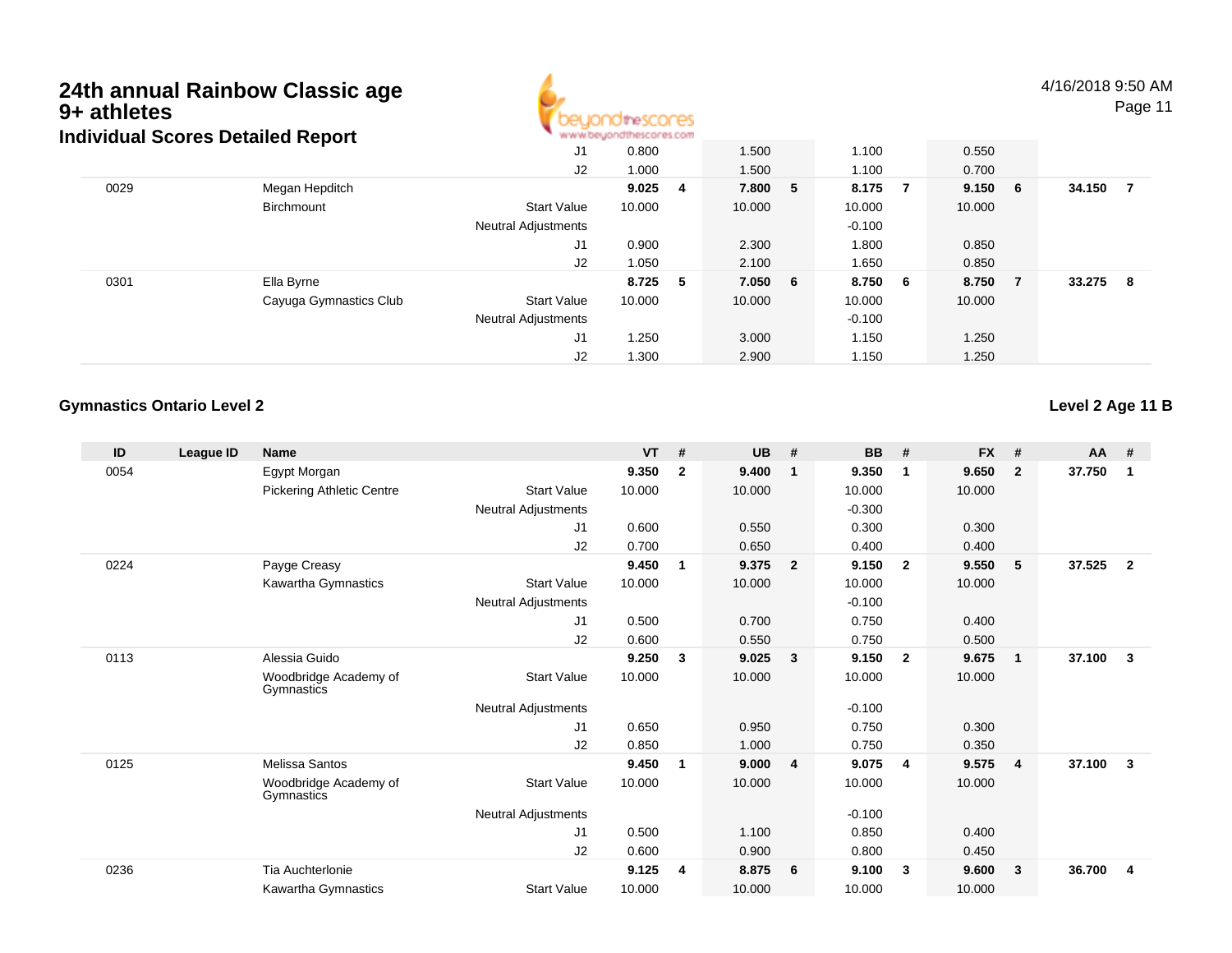# 24th annual Rainbow Classic age 9+ athletes

## Individual Scores Detailed Report

4/16/2018 9:50 AM

| ID | League ID | Name | | VT | # | UB | # | BB | # | FX | # | AA | # |
|---|---|---|---|---|---|---|---|---|---|---|---|---|---|
| | | | J1 | 0.800 | | 1.500 | | 1.100 | | 0.550 | | | |
| | | | J2 | 1.000 | | 1.500 | | 1.100 | | 0.700 | | | |
| 0029 | | Megan Hepditch | | **9.025** | **4** | **7.800** | **5** | **8.175** | **7** | **9.150** | **6** | **34.150** | **7** |
| | | Birchmount | Start Value | 10.000 | | 10.000 | | 10.000 | | 10.000 | | | |
| | | | Neutral Adjustments | | | | | -0.100 | | | | | |
| | | | J1 | 0.900 | | 2.300 | | 1.800 | | 0.850 | | | |
| | | | J2 | 1.050 | | 2.100 | | 1.650 | | 0.850 | | | |
| 0301 | | Ella Byrne | | **8.725** | **5** | **7.050** | **6** | **8.750** | **6** | **8.750** | **7** | **33.275** | **8** |
| | | Cayuga Gymnastics Club | Start Value | 10.000 | | 10.000 | | 10.000 | | 10.000 | | | |
| | | | Neutral Adjustments | | | | | -0.100 | | | | | |
| | | | J1 | 1.250 | | 3.000 | | 1.150 | | 1.250 | | | |
| | | | J2 | 1.300 | | 2.900 | | 1.150 | | 1.250 | | | |

### Gymnastics Ontario Level 2

**Level 2 Age 11 B**

| ID | League ID | Name | | VT | # | UB | # | BB | # | FX | # | AA | # |
|---|---|---|---|---|---|---|---|---|---|---|---|---|---|
| 0054 | | Egypt Morgan | | **9.350** | **2** | **9.400** | **1** | **9.350** | **1** | **9.650** | **2** | **37.750** | **1** |
| | | Pickering Athletic Centre | Start Value | 10.000 | | 10.000 | | 10.000 | | 10.000 | | | |
| | | | Neutral Adjustments | | | | | -0.300 | | | | | |
| | | | J1 | 0.600 | | 0.550 | | 0.300 | | 0.300 | | | |
| | | | J2 | 0.700 | | 0.650 | | 0.400 | | 0.400 | | | |
| 0224 | | Payge Creasy | | **9.450** | **1** | **9.375** | **2** | **9.150** | **2** | **9.550** | **5** | **37.525** | **2** |
| | | Kawartha Gymnastics | Start Value | 10.000 | | 10.000 | | 10.000 | | 10.000 | | | |
| | | | Neutral Adjustments | | | | | -0.100 | | | | | |
| | | | J1 | 0.500 | | 0.700 | | 0.750 | | 0.400 | | | |
| | | | J2 | 0.600 | | 0.550 | | 0.750 | | 0.500 | | | |
| 0113 | | Alessia Guido | | **9.250** | **3** | **9.025** | **3** | **9.150** | **2** | **9.675** | **1** | **37.100** | **3** |
| | | Woodbridge Academy of Gymnastics | Start Value | 10.000 | | 10.000 | | 10.000 | | 10.000 | | | |
| | | | Neutral Adjustments | | | | | -0.100 | | | | | |
| | | | J1 | 0.650 | | 0.950 | | 0.750 | | 0.300 | | | |
| | | | J2 | 0.850 | | 1.000 | | 0.750 | | 0.350 | | | |
| 0125 | | Melissa Santos | | **9.450** | **1** | **9.000** | **4** | **9.075** | **4** | **9.575** | **4** | **37.100** | **3** |
| | | Woodbridge Academy of Gymnastics | Start Value | 10.000 | | 10.000 | | 10.000 | | 10.000 | | | |
| | | | Neutral Adjustments | | | | | -0.100 | | | | | |
| | | | J1 | 0.500 | | 1.100 | | 0.850 | | 0.400 | | | |
| | | | J2 | 0.600 | | 0.900 | | 0.800 | | 0.450 | | | |
| 0236 | | Tia Auchterlonie | | **9.125** | **4** | **8.875** | **6** | **9.100** | **3** | **9.600** | **3** | **36.700** | **4** |
| | | Kawartha Gymnastics | Start Value | 10.000 | | 10.000 | | 10.000 | | 10.000 | | | |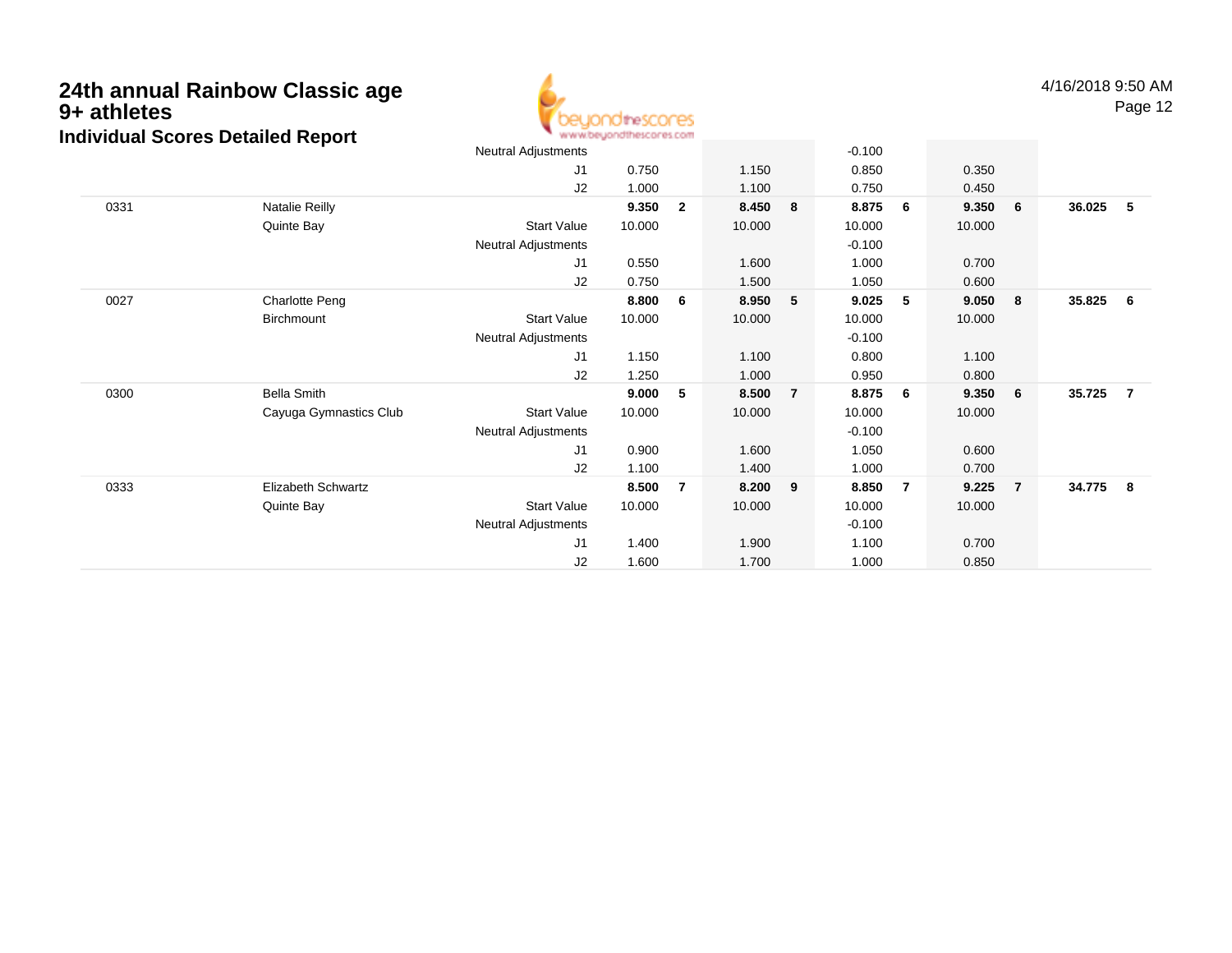# 24th annual Rainbow Classic age 9+ athletes

## Individual Scores Detailed Report

4/16/2018 9:50 AM

| | | | | | | | | | | | | |
|---|---|---|---|---|---|---|---|---|---|---|---|---|
| | | Neutral Adjustments | | | | | -0.100 | | | | | |
| | | J1 | 0.750 | | 1.150 | | 0.850 | | 0.350 | | | |
| | | J2 | 1.000 | | 1.100 | | 0.750 | | 0.450 | | | |
| 0331 | Natalie Reilly | | **9.350** | **2** | **8.450** | **8** | **8.875** | **6** | **9.350** | **6** | **36.025** | **5** |
| | Quinte Bay | Start Value | 10.000 | | 10.000 | | 10.000 | | 10.000 | | | |
| | | Neutral Adjustments | | | | | -0.100 | | | | | |
| | | J1 | 0.550 | | 1.600 | | 1.000 | | 0.700 | | | |
| | | J2 | 0.750 | | 1.500 | | 1.050 | | 0.600 | | | |
| 0027 | Charlotte Peng | | **8.800** | **6** | **8.950** | **5** | **9.025** | **5** | **9.050** | **8** | **35.825** | **6** |
| | Birchmount | Start Value | 10.000 | | 10.000 | | 10.000 | | 10.000 | | | |
| | | Neutral Adjustments | | | | | -0.100 | | | | | |
| | | J1 | 1.150 | | 1.100 | | 0.800 | | 1.100 | | | |
| | | J2 | 1.250 | | 1.000 | | 0.950 | | 0.800 | | | |
| 0300 | Bella Smith | | **9.000** | **5** | **8.500** | **7** | **8.875** | **6** | **9.350** | **6** | **35.725** | **7** |
| | Cayuga Gymnastics Club | Start Value | 10.000 | | 10.000 | | 10.000 | | 10.000 | | | |
| | | Neutral Adjustments | | | | | -0.100 | | | | | |
| | | J1 | 0.900 | | 1.600 | | 1.050 | | 0.600 | | | |
| | | J2 | 1.100 | | 1.400 | | 1.000 | | 0.700 | | | |
| 0333 | Elizabeth Schwartz | | **8.500** | **7** | **8.200** | **9** | **8.850** | **7** | **9.225** | **7** | **34.775** | **8** |
| | Quinte Bay | Start Value | 10.000 | | 10.000 | | 10.000 | | 10.000 | | | |
| | | Neutral Adjustments | | | | | -0.100 | | | | | |
| | | J1 | 1.400 | | 1.900 | | 1.100 | | 0.700 | | | |
| | | J2 | 1.600 | | 1.700 | | 1.000 | | 0.850 | | | |